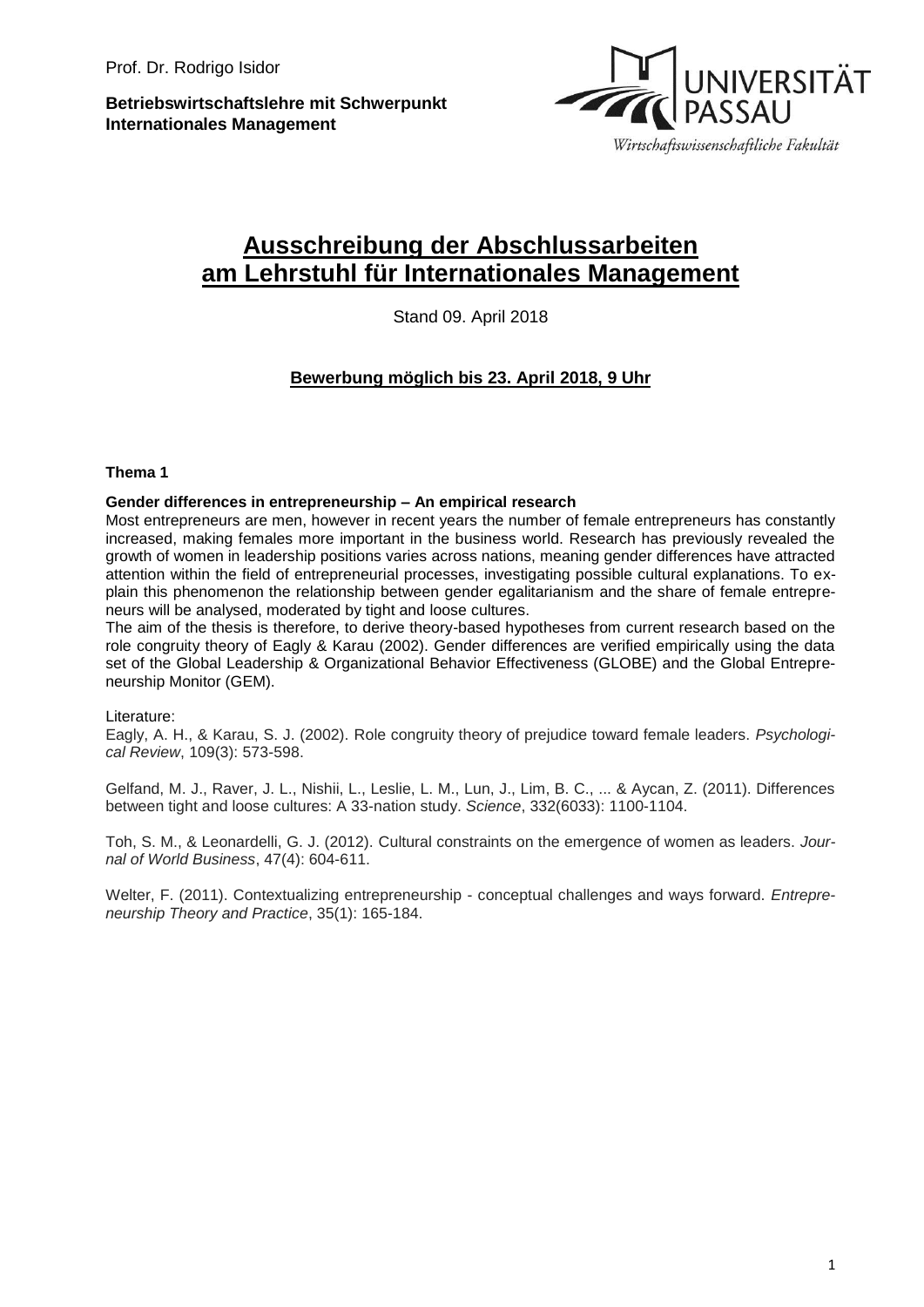Prof. Dr. Rodrigo Isidor

**Betriebswirtschaftslehre mit Schwerpunkt Internationales Management**

UNIVERSITÄT PASSAU
Wirtschaftswissenschaftliche Fakultät

# Ausschreibung der Abschlussarbeiten am Lehrstuhl für Internationales Management

Stand 09. April 2018

**Bewerbung möglich bis 23. April 2018, 9 Uhr**

**Thema 1**

**Gender differences in entrepreneurship – An empirical research**

Most entrepreneurs are men, however in recent years the number of female entrepreneurs has constantly increased, making females more important in the business world. Research has previously revealed the growth of women in leadership positions varies across nations, meaning gender differences have attracted attention within the field of entrepreneurial processes, investigating possible cultural explanations. To explain this phenomenon the relationship between gender egalitarianism and the share of female entrepreneurs will be analysed, moderated by tight and loose cultures.

The aim of the thesis is therefore, to derive theory-based hypotheses from current research based on the role congruity theory of Eagly & Karau (2002). Gender differences are verified empirically using the data set of the Global Leadership & Organizational Behavior Effectiveness (GLOBE) and the Global Entrepreneurship Monitor (GEM).

Literature:

Eagly, A. H., & Karau, S. J. (2002). Role congruity theory of prejudice toward female leaders. *Psychological Review*, 109(3): 573-598.

Gelfand, M. J., Raver, J. L., Nishii, L., Leslie, L. M., Lun, J., Lim, B. C., ... & Aycan, Z. (2011). Differences between tight and loose cultures: A 33-nation study. *Science*, 332(6033): 1100-1104.

Toh, S. M., & Leonardelli, G. J. (2012). Cultural constraints on the emergence of women as leaders. *Journal of World Business*, 47(4): 604-611.

Welter, F. (2011). Contextualizing entrepreneurship - conceptual challenges and ways forward. *Entrepreneurship Theory and Practice*, 35(1): 165-184.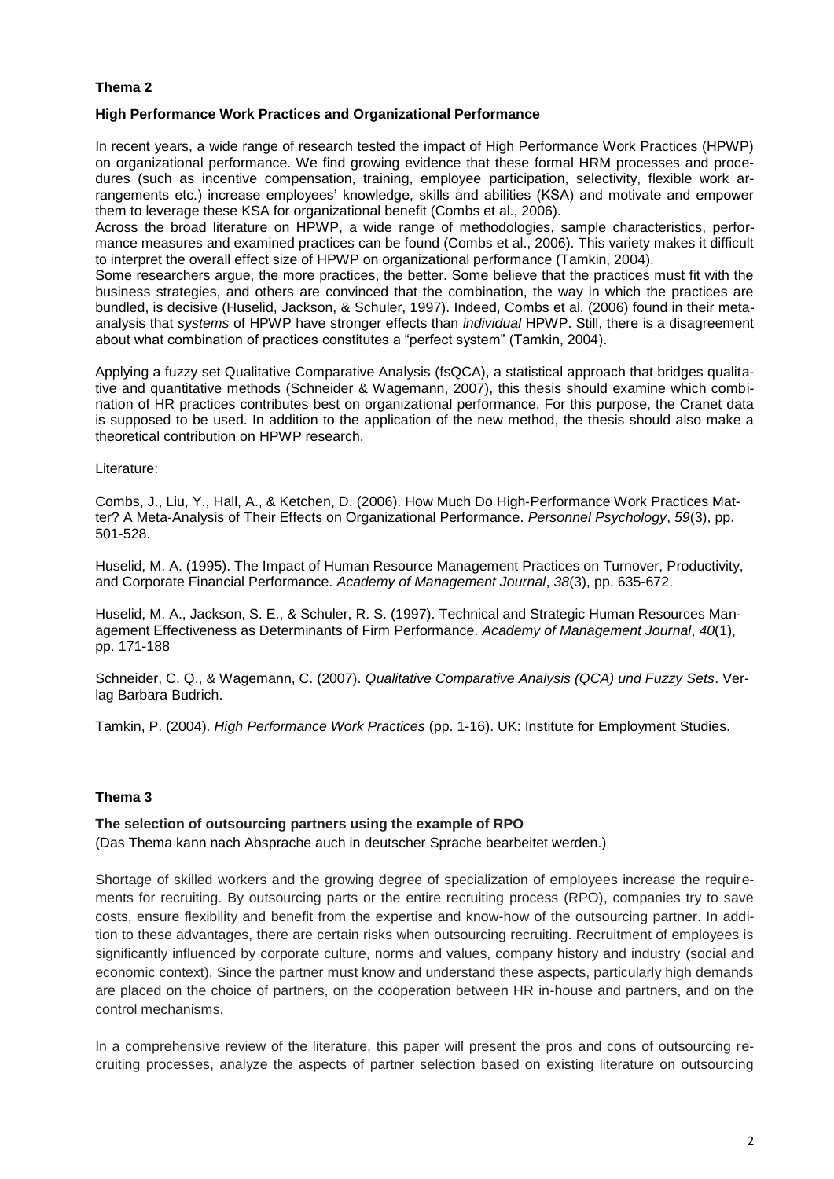## Thema 2

### High Performance Work Practices and Organizational Performance

In recent years, a wide range of research tested the impact of High Performance Work Practices (HPWP) on organizational performance. We find growing evidence that these formal HRM processes and procedures (such as incentive compensation, training, employee participation, selectivity, flexible work arrangements etc.) increase employees' knowledge, skills and abilities (KSA) and motivate and empower them to leverage these KSA for organizational benefit (Combs et al., 2006).

Across the broad literature on HPWP, a wide range of methodologies, sample characteristics, performance measures and examined practices can be found (Combs et al., 2006). This variety makes it difficult to interpret the overall effect size of HPWP on organizational performance (Tamkin, 2004).

Some researchers argue, the more practices, the better. Some believe that the practices must fit with the business strategies, and others are convinced that the combination, the way in which the practices are bundled, is decisive (Huselid, Jackson, & Schuler, 1997). Indeed, Combs et al. (2006) found in their meta-analysis that *systems* of HPWP have stronger effects than *individual* HPWP. Still, there is a disagreement about what combination of practices constitutes a "perfect system" (Tamkin, 2004).

Applying a fuzzy set Qualitative Comparative Analysis (fsQCA), a statistical approach that bridges qualitative and quantitative methods (Schneider & Wagemann, 2007), this thesis should examine which combination of HR practices contributes best on organizational performance. For this purpose, the Cranet data is supposed to be used. In addition to the application of the new method, the thesis should also make a theoretical contribution on HPWP research.

Literature:

Combs, J., Liu, Y., Hall, A., & Ketchen, D. (2006). How Much Do High-Performance Work Practices Matter? A Meta-Analysis of Their Effects on Organizational Performance. *Personnel Psychology*, *59*(3), pp. 501-528.

Huselid, M. A. (1995). The Impact of Human Resource Management Practices on Turnover, Productivity, and Corporate Financial Performance. *Academy of Management Journal*, *38*(3), pp. 635-672.

Huselid, M. A., Jackson, S. E., & Schuler, R. S. (1997). Technical and Strategic Human Resources Management Effectiveness as Determinants of Firm Performance. *Academy of Management Journal*, *40*(1), pp. 171-188

Schneider, C. Q., & Wagemann, C. (2007). *Qualitative Comparative Analysis (QCA) und Fuzzy Sets*. Verlag Barbara Budrich.

Tamkin, P. (2004). *High Performance Work Practices* (pp. 1-16). UK: Institute for Employment Studies.

## Thema 3

### The selection of outsourcing partners using the example of RPO

(Das Thema kann nach Absprache auch in deutscher Sprache bearbeitet werden.)

Shortage of skilled workers and the growing degree of specialization of employees increase the requirements for recruiting. By outsourcing parts or the entire recruiting process (RPO), companies try to save costs, ensure flexibility and benefit from the expertise and know-how of the outsourcing partner. In addition to these advantages, there are certain risks when outsourcing recruiting. Recruitment of employees is significantly influenced by corporate culture, norms and values, company history and industry (social and economic context). Since the partner must know and understand these aspects, particularly high demands are placed on the choice of partners, on the cooperation between HR in-house and partners, and on the control mechanisms.

In a comprehensive review of the literature, this paper will present the pros and cons of outsourcing recruiting processes, analyze the aspects of partner selection based on existing literature on outsourcing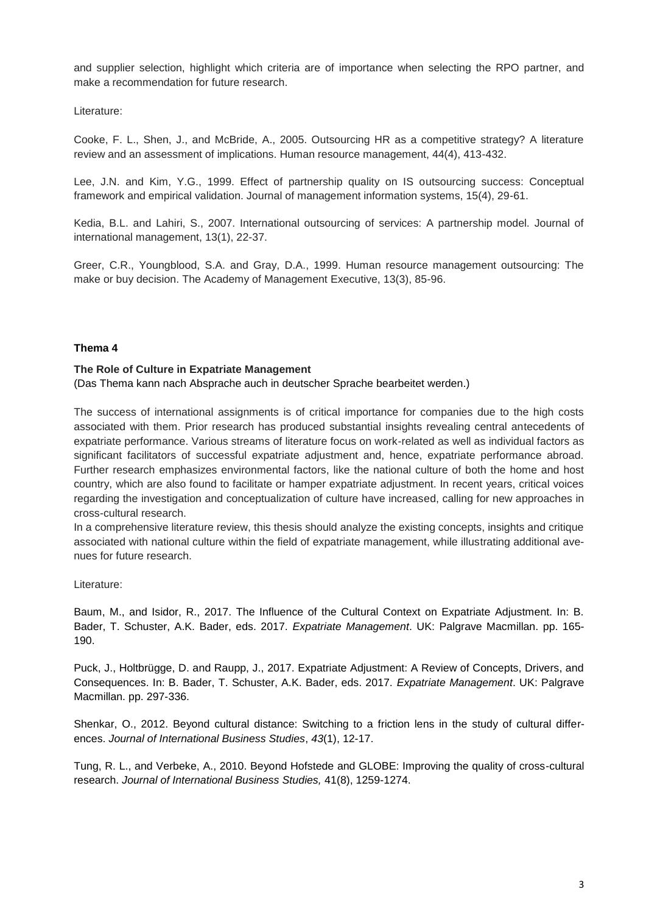and supplier selection, highlight which criteria are of importance when selecting the RPO partner, and make a recommendation for future research.

Literature:

Cooke, F. L., Shen, J., and McBride, A., 2005. Outsourcing HR as a competitive strategy? A literature review and an assessment of implications. Human resource management, 44(4), 413-432.

Lee, J.N. and Kim, Y.G., 1999. Effect of partnership quality on IS outsourcing success: Conceptual framework and empirical validation. Journal of management information systems, 15(4), 29-61.

Kedia, B.L. and Lahiri, S., 2007. International outsourcing of services: A partnership model. Journal of international management, 13(1), 22-37.

Greer, C.R., Youngblood, S.A. and Gray, D.A., 1999. Human resource management outsourcing: The make or buy decision. The Academy of Management Executive, 13(3), 85-96.

## Thema 4

**The Role of Culture in Expatriate Management**
(Das Thema kann nach Absprache auch in deutscher Sprache bearbeitet werden.)

The success of international assignments is of critical importance for companies due to the high costs associated with them. Prior research has produced substantial insights revealing central antecedents of expatriate performance. Various streams of literature focus on work-related as well as individual factors as significant facilitators of successful expatriate adjustment and, hence, expatriate performance abroad. Further research emphasizes environmental factors, like the national culture of both the home and host country, which are also found to facilitate or hamper expatriate adjustment. In recent years, critical voices regarding the investigation and conceptualization of culture have increased, calling for new approaches in cross-cultural research.
In a comprehensive literature review, this thesis should analyze the existing concepts, insights and critique associated with national culture within the field of expatriate management, while illustrating additional avenues for future research.

Literature:

Baum, M., and Isidor, R., 2017. The Influence of the Cultural Context on Expatriate Adjustment. In: B. Bader, T. Schuster, A.K. Bader, eds. 2017. *Expatriate Management*. UK: Palgrave Macmillan. pp. 165-190.

Puck, J., Holtbrügge, D. and Raupp, J., 2017. Expatriate Adjustment: A Review of Concepts, Drivers, and Consequences. In: B. Bader, T. Schuster, A.K. Bader, eds. 2017. *Expatriate Management*. UK: Palgrave Macmillan. pp. 297-336.

Shenkar, O., 2012. Beyond cultural distance: Switching to a friction lens in the study of cultural differences. *Journal of International Business Studies*, *43*(1), 12-17.

Tung, R. L., and Verbeke, A., 2010. Beyond Hofstede and GLOBE: Improving the quality of cross-cultural research. *Journal of International Business Studies,* 41(8), 1259-1274.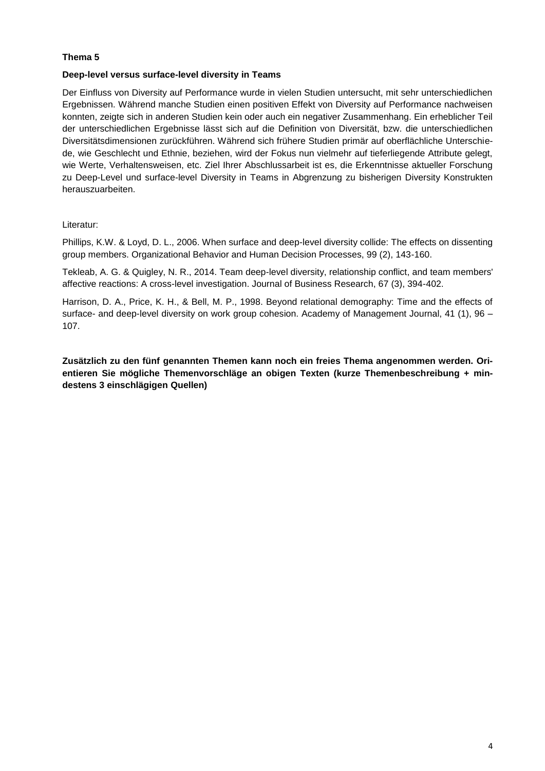**Thema 5**

**Deep-level versus surface-level diversity in Teams**

Der Einfluss von Diversity auf Performance wurde in vielen Studien untersucht, mit sehr unterschiedlichen Ergebnissen. Während manche Studien einen positiven Effekt von Diversity auf Performance nachweisen konnten, zeigte sich in anderen Studien kein oder auch ein negativer Zusammenhang. Ein erheblicher Teil der unterschiedlichen Ergebnisse lässt sich auf die Definition von Diversität, bzw. die unterschiedlichen Diversitätsdimensionen zurückführen. Während sich frühere Studien primär auf oberflächliche Unterschiede, wie Geschlecht und Ethnie, beziehen, wird der Fokus nun vielmehr auf tieferliegende Attribute gelegt, wie Werte, Verhaltensweisen, etc. Ziel Ihrer Abschlussarbeit ist es, die Erkenntnisse aktueller Forschung zu Deep-Level und surface-level Diversity in Teams in Abgrenzung zu bisherigen Diversity Konstrukten herauszuarbeiten.

Literatur:

Phillips, K.W. & Loyd, D. L., 2006. When surface and deep-level diversity collide: The effects on dissenting group members. Organizational Behavior and Human Decision Processes, 99 (2), 143-160.

Tekleab, A. G. & Quigley, N. R., 2014. Team deep-level diversity, relationship conflict, and team members' affective reactions: A cross-level investigation. Journal of Business Research, 67 (3), 394-402.

Harrison, D. A., Price, K. H., & Bell, M. P., 1998. Beyond relational demography: Time and the effects of surface- and deep-level diversity on work group cohesion. Academy of Management Journal, 41 (1), 96 – 107.

**Zusätzlich zu den fünf genannten Themen kann noch ein freies Thema angenommen werden. Orientieren Sie mögliche Themenvorschläge an obigen Texten (kurze Themenbeschreibung + mindestens 3 einschlägigen Quellen)**